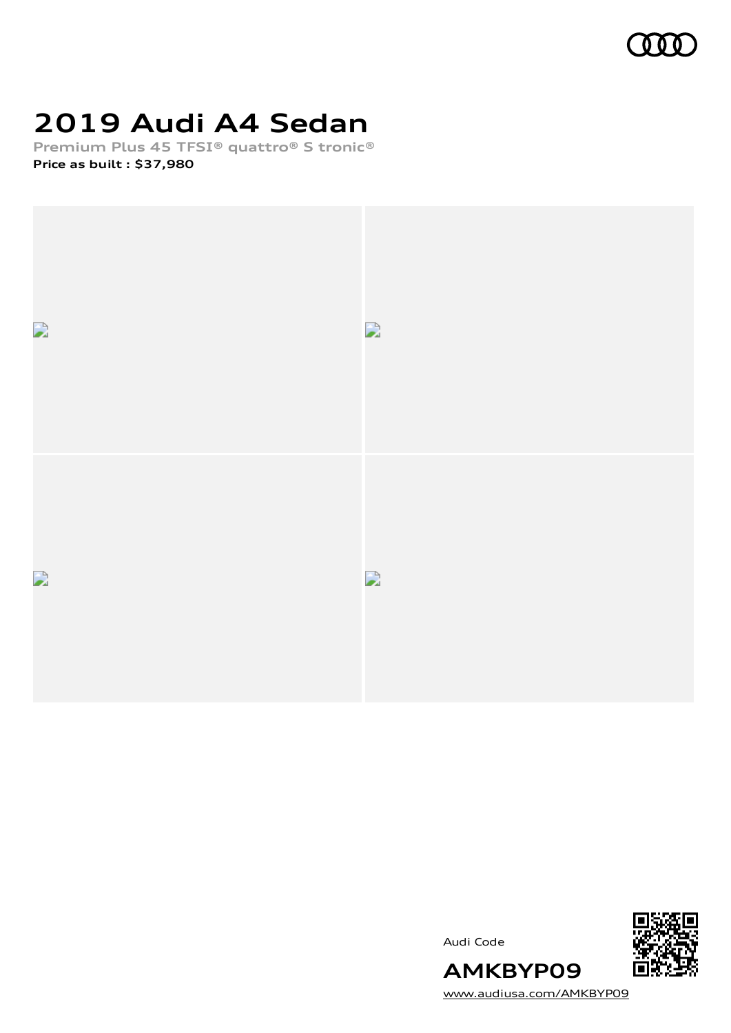# 2019 Audi A4 Sedan

**Premium Plus 45 TFSI® quattro® S tronic®**

**Price as built : $37,980**

Audi Code

**AMKBYP09**

www.audiusa.com/AMKBYP09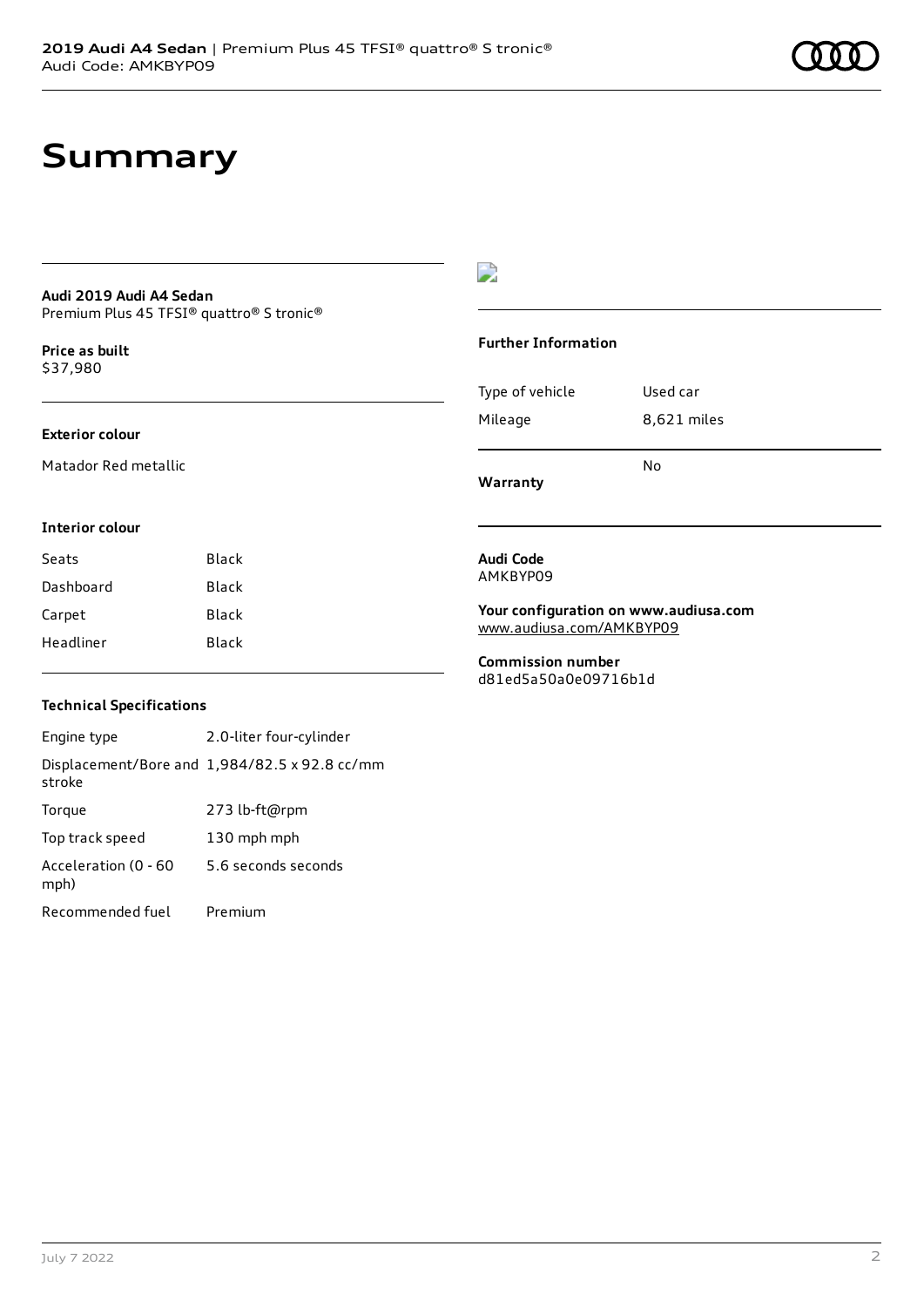# Summary

**Audi 2019 Audi A4 Sedan**
Premium Plus 45 TFSI® quattro® S tronic®

**Price as built**
$37,980

**Exterior colour**

Matador Red metallic

**Interior colour**

| | |
|---|---|
| Seats | Black |
| Dashboard | Black |
| Carpet | Black |
| Headliner | Black |

**Technical Specifications**

| | |
|---|---|
| Engine type | 2.0-liter four-cylinder |
| Displacement/Bore and stroke | 1,984/82.5 x 92.8 cc/mm |
| Torque | 273 lb-ft@rpm |
| Top track speed | 130 mph mph |
| Acceleration (0 - 60 mph) | 5.6 seconds seconds |
| Recommended fuel | Premium |

**Further Information**

| | |
|---|---|
| Type of vehicle | Used car |
| Mileage | 8,621 miles |
| **Warranty** | No |

**Audi Code**
AMKBYP09

**Your configuration on www.audiusa.com**
www.audiusa.com/AMKBYP09

**Commission number**
d81ed5a50a0e09716b1d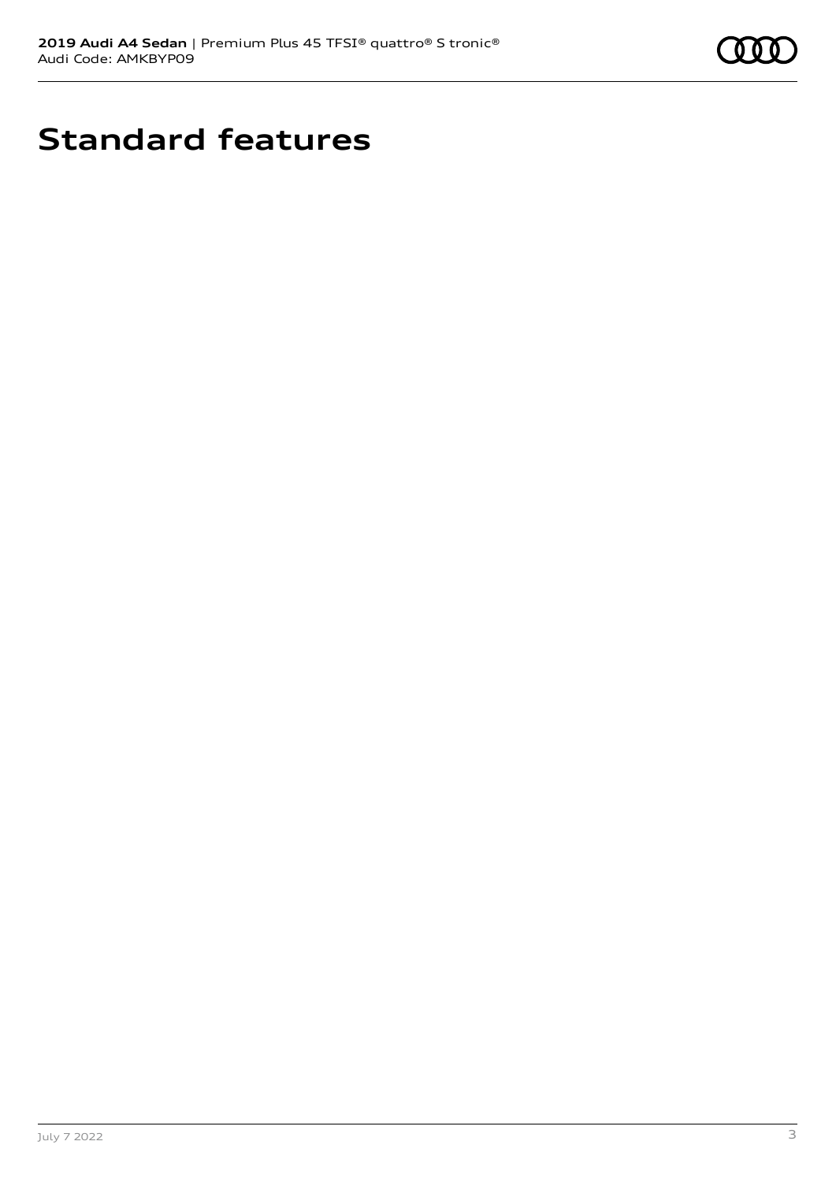# Standard features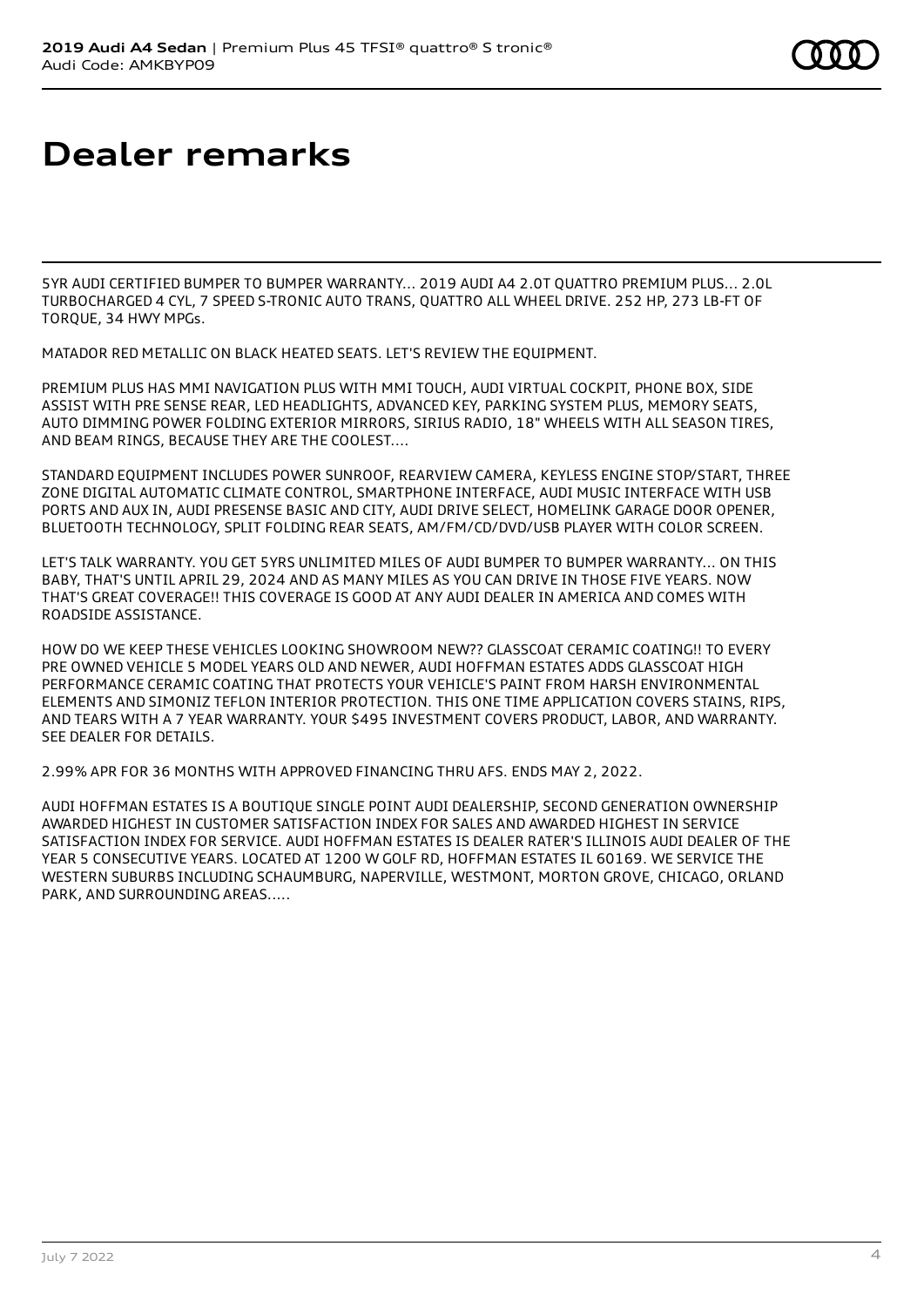# Dealer remarks

5YR AUDI CERTIFIED BUMPER TO BUMPER WARRANTY... 2019 AUDI A4 2.0T QUATTRO PREMIUM PLUS... 2.0L TURBOCHARGED 4 CYL, 7 SPEED S-TRONIC AUTO TRANS, QUATTRO ALL WHEEL DRIVE. 252 HP, 273 LB-FT OF TORQUE, 34 HWY MPGs.

MATADOR RED METALLIC ON BLACK HEATED SEATS. LET'S REVIEW THE EQUIPMENT.

PREMIUM PLUS HAS MMI NAVIGATION PLUS WITH MMI TOUCH, AUDI VIRTUAL COCKPIT, PHONE BOX, SIDE ASSIST WITH PRE SENSE REAR, LED HEADLIGHTS, ADVANCED KEY, PARKING SYSTEM PLUS, MEMORY SEATS, AUTO DIMMING POWER FOLDING EXTERIOR MIRRORS, SIRIUS RADIO, 18" WHEELS WITH ALL SEASON TIRES, AND BEAM RINGS, BECAUSE THEY ARE THE COOLEST....

STANDARD EQUIPMENT INCLUDES POWER SUNROOF, REARVIEW CAMERA, KEYLESS ENGINE STOP/START, THREE ZONE DIGITAL AUTOMATIC CLIMATE CONTROL, SMARTPHONE INTERFACE, AUDI MUSIC INTERFACE WITH USB PORTS AND AUX IN, AUDI PRESENSE BASIC AND CITY, AUDI DRIVE SELECT, HOMELINK GARAGE DOOR OPENER, BLUETOOTH TECHNOLOGY, SPLIT FOLDING REAR SEATS, AM/FM/CD/DVD/USB PLAYER WITH COLOR SCREEN.

LET'S TALK WARRANTY. YOU GET 5YRS UNLIMITED MILES OF AUDI BUMPER TO BUMPER WARRANTY... ON THIS BABY, THAT'S UNTIL APRIL 29, 2024 AND AS MANY MILES AS YOU CAN DRIVE IN THOSE FIVE YEARS. NOW THAT'S GREAT COVERAGE!! THIS COVERAGE IS GOOD AT ANY AUDI DEALER IN AMERICA AND COMES WITH ROADSIDE ASSISTANCE.

HOW DO WE KEEP THESE VEHICLES LOOKING SHOWROOM NEW?? GLASSCOAT CERAMIC COATING!! TO EVERY PRE OWNED VEHICLE 5 MODEL YEARS OLD AND NEWER, AUDI HOFFMAN ESTATES ADDS GLASSCOAT HIGH PERFORMANCE CERAMIC COATING THAT PROTECTS YOUR VEHICLE'S PAINT FROM HARSH ENVIRONMENTAL ELEMENTS AND SIMONIZ TEFLON INTERIOR PROTECTION. THIS ONE TIME APPLICATION COVERS STAINS, RIPS, AND TEARS WITH A 7 YEAR WARRANTY. YOUR $495 INVESTMENT COVERS PRODUCT, LABOR, AND WARRANTY. SEE DEALER FOR DETAILS.

2.99% APR FOR 36 MONTHS WITH APPROVED FINANCING THRU AFS. ENDS MAY 2, 2022.

AUDI HOFFMAN ESTATES IS A BOUTIQUE SINGLE POINT AUDI DEALERSHIP, SECOND GENERATION OWNERSHIP AWARDED HIGHEST IN CUSTOMER SATISFACTION INDEX FOR SALES AND AWARDED HIGHEST IN SERVICE SATISFACTION INDEX FOR SERVICE. AUDI HOFFMAN ESTATES IS DEALER RATER'S ILLINOIS AUDI DEALER OF THE YEAR 5 CONSECUTIVE YEARS. LOCATED AT 1200 W GOLF RD, HOFFMAN ESTATES IL 60169. WE SERVICE THE WESTERN SUBURBS INCLUDING SCHAUMBURG, NAPERVILLE, WESTMONT, MORTON GROVE, CHICAGO, ORLAND PARK, AND SURROUNDING AREAS.....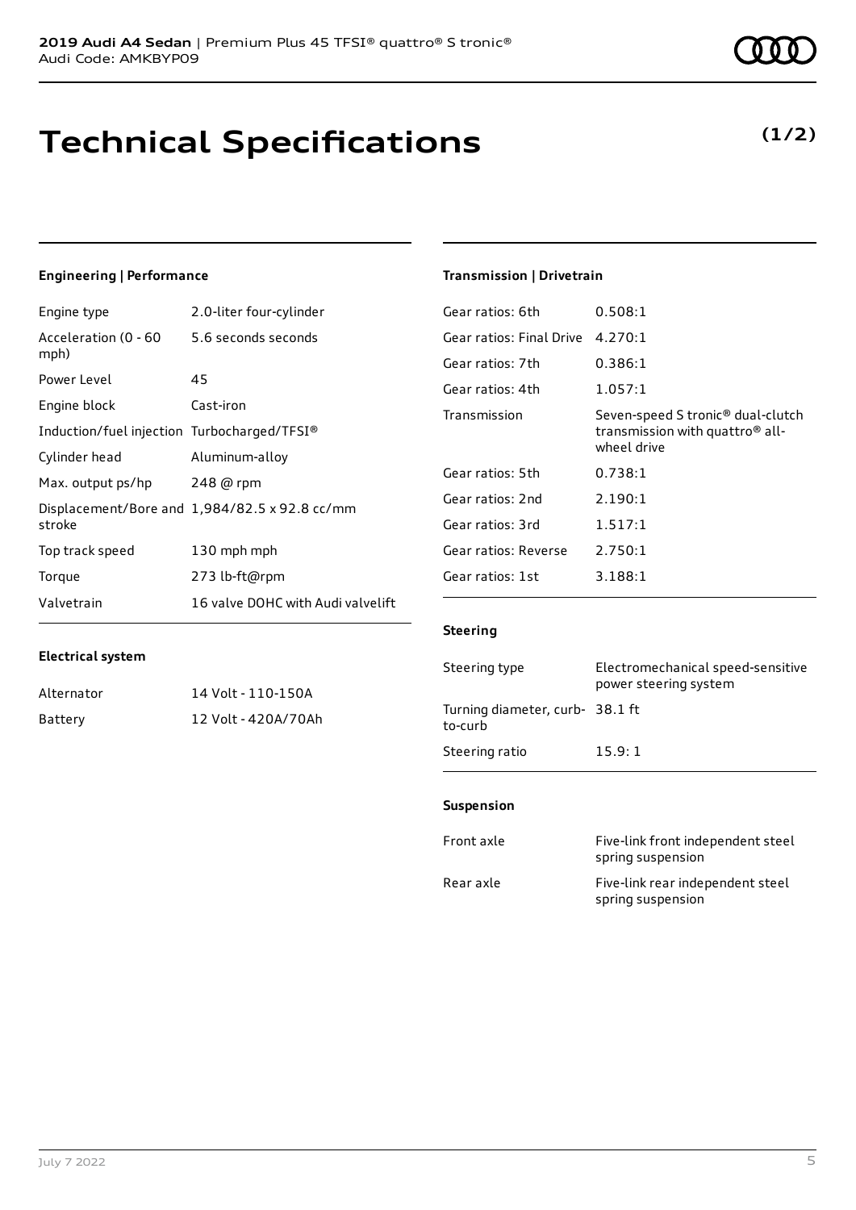# Technical Specifications

**(1/2)**

## Engineering | Performance

| | |
|---|---|
| Engine type | 2.0-liter four-cylinder |
| Acceleration (0 - 60 mph) | 5.6 seconds seconds |
| Power Level | 45 |
| Engine block | Cast-iron |
| Induction/fuel injection | Turbocharged/TFSI® |
| Cylinder head | Aluminum-alloy |
| Max. output ps/hp | 248 @ rpm |
| Displacement/Bore and stroke | 1,984/82.5 x 92.8 cc/mm |
| Top track speed | 130 mph mph |
| Torque | 273 lb-ft@rpm |
| Valvetrain | 16 valve DOHC with Audi valvelift |

## Electrical system

| | |
|---|---|
| Alternator | 14 Volt - 110-150A |
| Battery | 12 Volt - 420A/70Ah |

## Transmission | Drivetrain

| | |
|---|---|
| Gear ratios: 6th | 0.508:1 |
| Gear ratios: Final Drive | 4.270:1 |
| Gear ratios: 7th | 0.386:1 |
| Gear ratios: 4th | 1.057:1 |
| Transmission | Seven-speed S tronic® dual-clutch transmission with quattro® all-wheel drive |
| Gear ratios: 5th | 0.738:1 |
| Gear ratios: 2nd | 2.190:1 |
| Gear ratios: 3rd | 1.517:1 |
| Gear ratios: Reverse | 2.750:1 |
| Gear ratios: 1st | 3.188:1 |

## Steering

| | |
|---|---|
| Steering type | Electromechanical speed-sensitive power steering system |
| Turning diameter, curb-to-curb | 38.1 ft |
| Steering ratio | 15.9: 1 |

## Suspension

| | |
|---|---|
| Front axle | Five-link front independent steel spring suspension |
| Rear axle | Five-link rear independent steel spring suspension |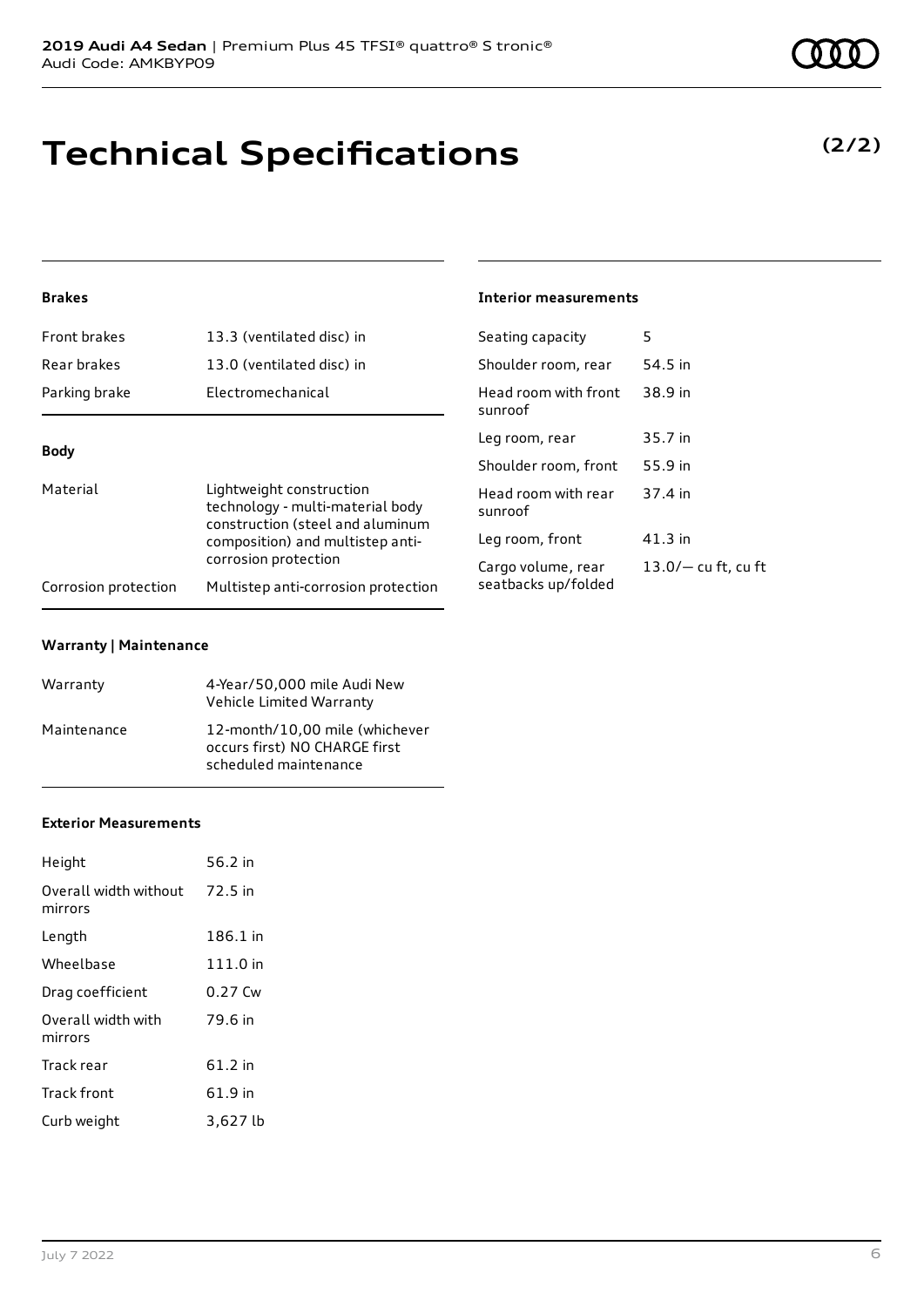# Technical Specifications

**(2/2)**

#### Brakes

| | |
|---|---|
| Front brakes | 13.3 (ventilated disc) in |
| Rear brakes | 13.0 (ventilated disc) in |
| Parking brake | Electromechanical |

#### Body

| | |
|---|---|
| Material | Lightweight construction technology - multi-material body construction (steel and aluminum composition) and multistep anti-corrosion protection |
| Corrosion protection | Multistep anti-corrosion protection |

#### Warranty | Maintenance

| | |
|---|---|
| Warranty | 4-Year/50,000 mile Audi New Vehicle Limited Warranty |
| Maintenance | 12-month/10,00 mile (whichever occurs first) NO CHARGE first scheduled maintenance |

#### Exterior Measurements

| | |
|---|---|
| Height | 56.2 in |
| Overall width without mirrors | 72.5 in |
| Length | 186.1 in |
| Wheelbase | 111.0 in |
| Drag coefficient | 0.27 Cw |
| Overall width with mirrors | 79.6 in |
| Track rear | 61.2 in |
| Track front | 61.9 in |
| Curb weight | 3,627 lb |

#### Interior measurements

| | |
|---|---|
| Seating capacity | 5 |
| Shoulder room, rear | 54.5 in |
| Head room with front sunroof | 38.9 in |
| Leg room, rear | 35.7 in |
| Shoulder room, front | 55.9 in |
| Head room with rear sunroof | 37.4 in |
| Leg room, front | 41.3 in |
| Cargo volume, rear seatbacks up/folded | 13.0/— cu ft, cu ft |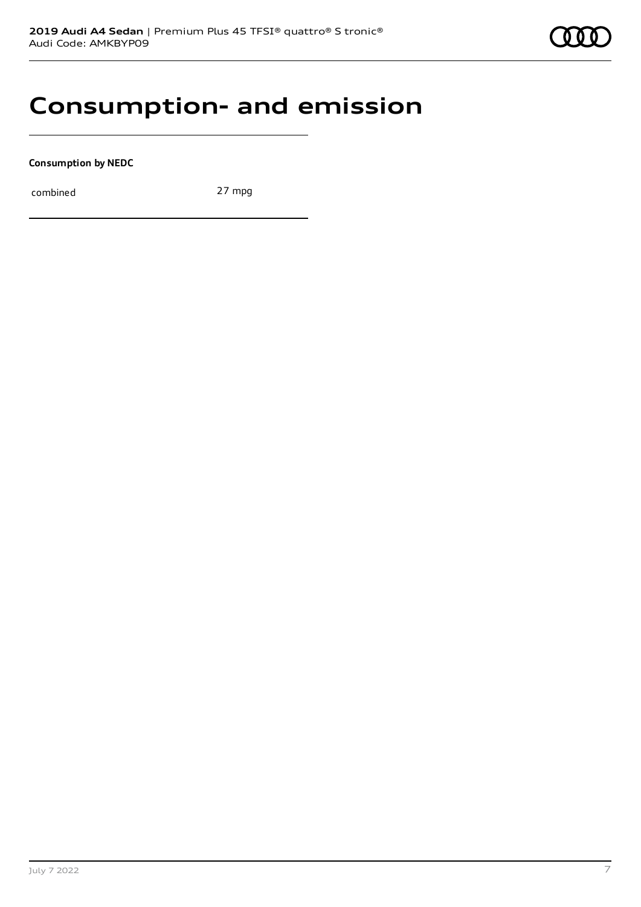# Consumption- and emission

**Consumption by NEDC**

| combined | 27 mpg |
| --- | --- |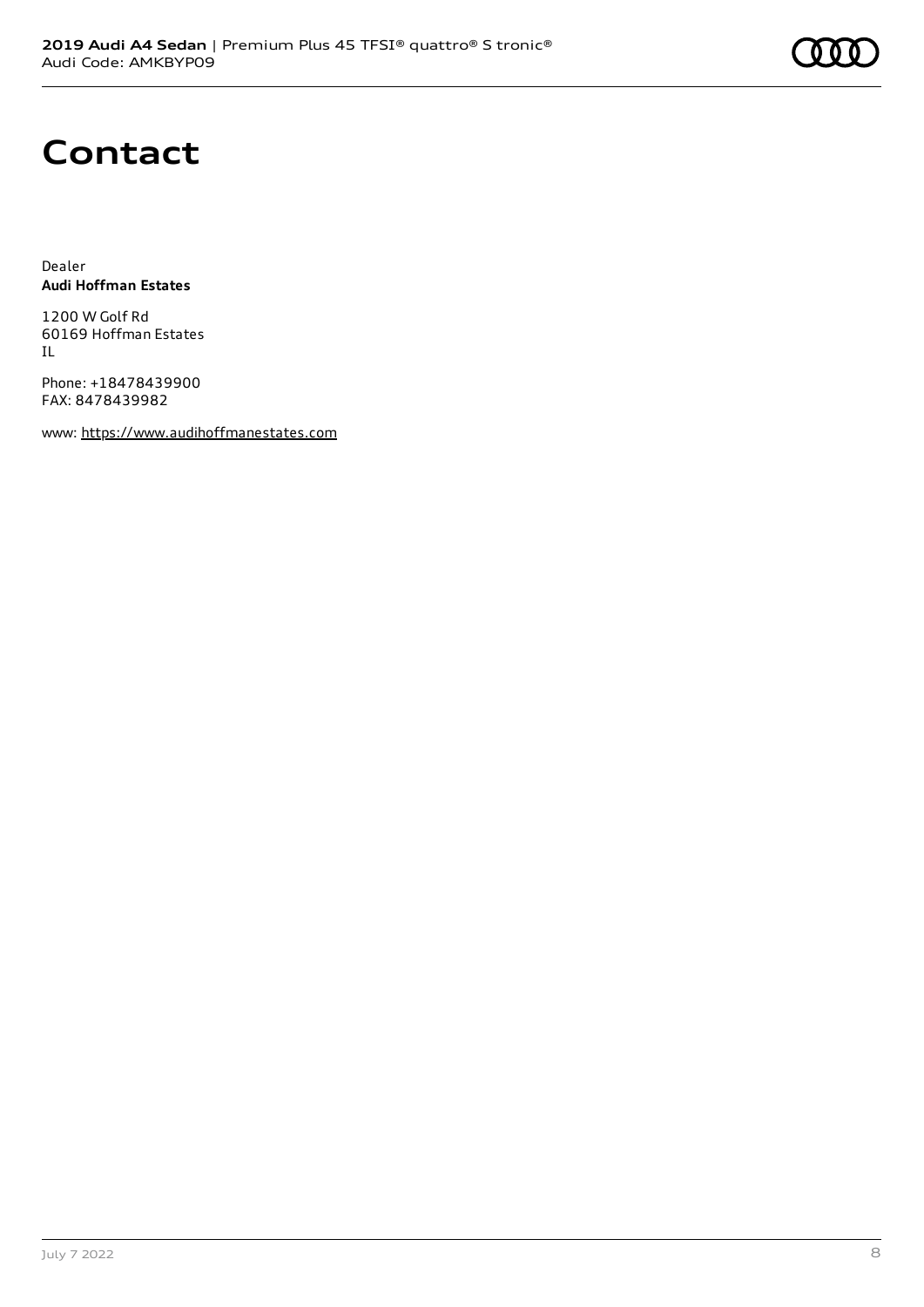# Contact

Dealer
**Audi Hoffman Estates**

1200 W Golf Rd
60169 Hoffman Estates
IL

Phone: +18478439900
FAX: 8478439982

www: https://www.audihoffmanestates.com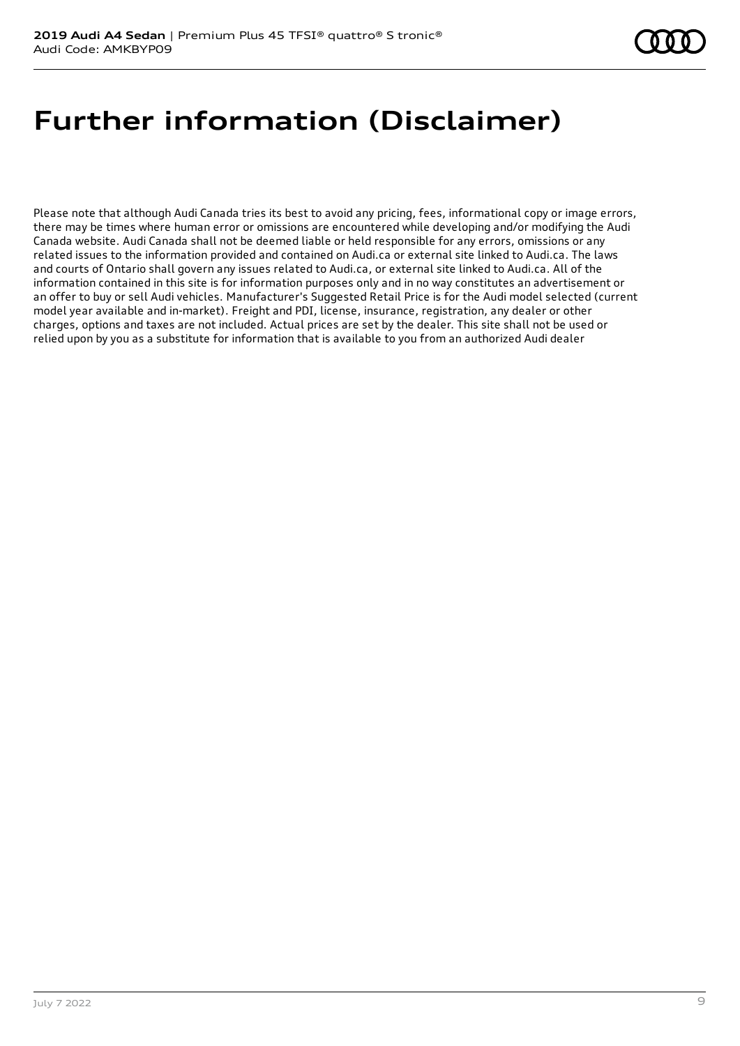# Further information (Disclaimer)

Please note that although Audi Canada tries its best to avoid any pricing, fees, informational copy or image errors, there may be times where human error or omissions are encountered while developing and/or modifying the Audi Canada website. Audi Canada shall not be deemed liable or held responsible for any errors, omissions or any related issues to the information provided and contained on Audi.ca or external site linked to Audi.ca. The laws and courts of Ontario shall govern any issues related to Audi.ca, or external site linked to Audi.ca. All of the information contained in this site is for information purposes only and in no way constitutes an advertisement or an offer to buy or sell Audi vehicles. Manufacturer's Suggested Retail Price is for the Audi model selected (current model year available and in-market). Freight and PDI, license, insurance, registration, any dealer or other charges, options and taxes are not included. Actual prices are set by the dealer. This site shall not be used or relied upon by you as a substitute for information that is available to you from an authorized Audi dealer